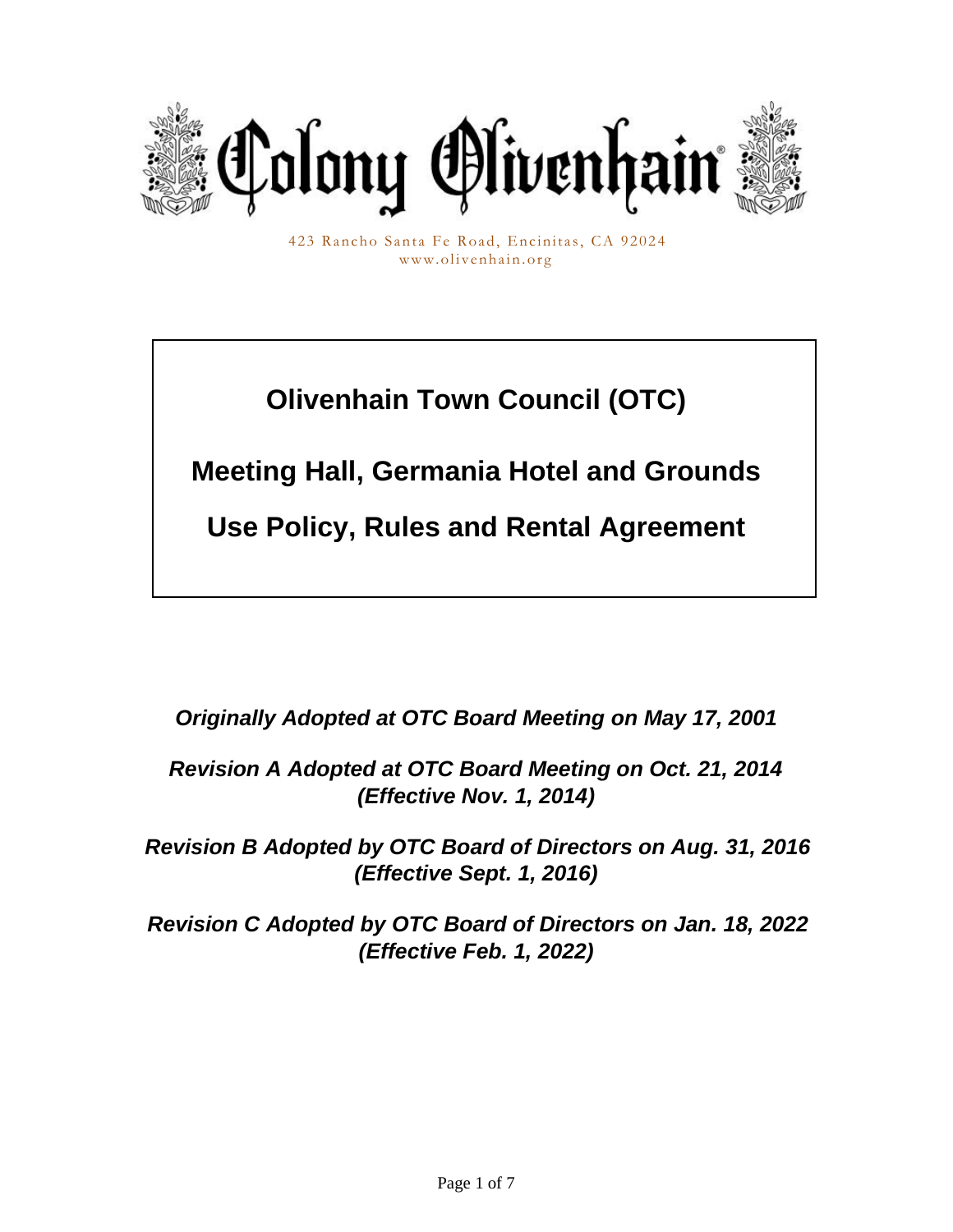# Colony Olivenhain

423 Rancho Santa Fe Road, Encinitas, CA 92024
www.olivenhain.org

# Olivenhain Town Council (OTC)

# Meeting Hall, Germania Hotel and Grounds

# Use Policy, Rules and Rental Agreement

***Originally Adopted at OTC Board Meeting on May 17, 2001***

***Revision A Adopted at OTC Board Meeting on Oct. 21, 2014 (Effective Nov. 1, 2014)***

***Revision B Adopted by OTC Board of Directors on Aug. 31, 2016 (Effective Sept. 1, 2016)***

***Revision C Adopted by OTC Board of Directors on Jan. 18, 2022 (Effective Feb. 1, 2022)***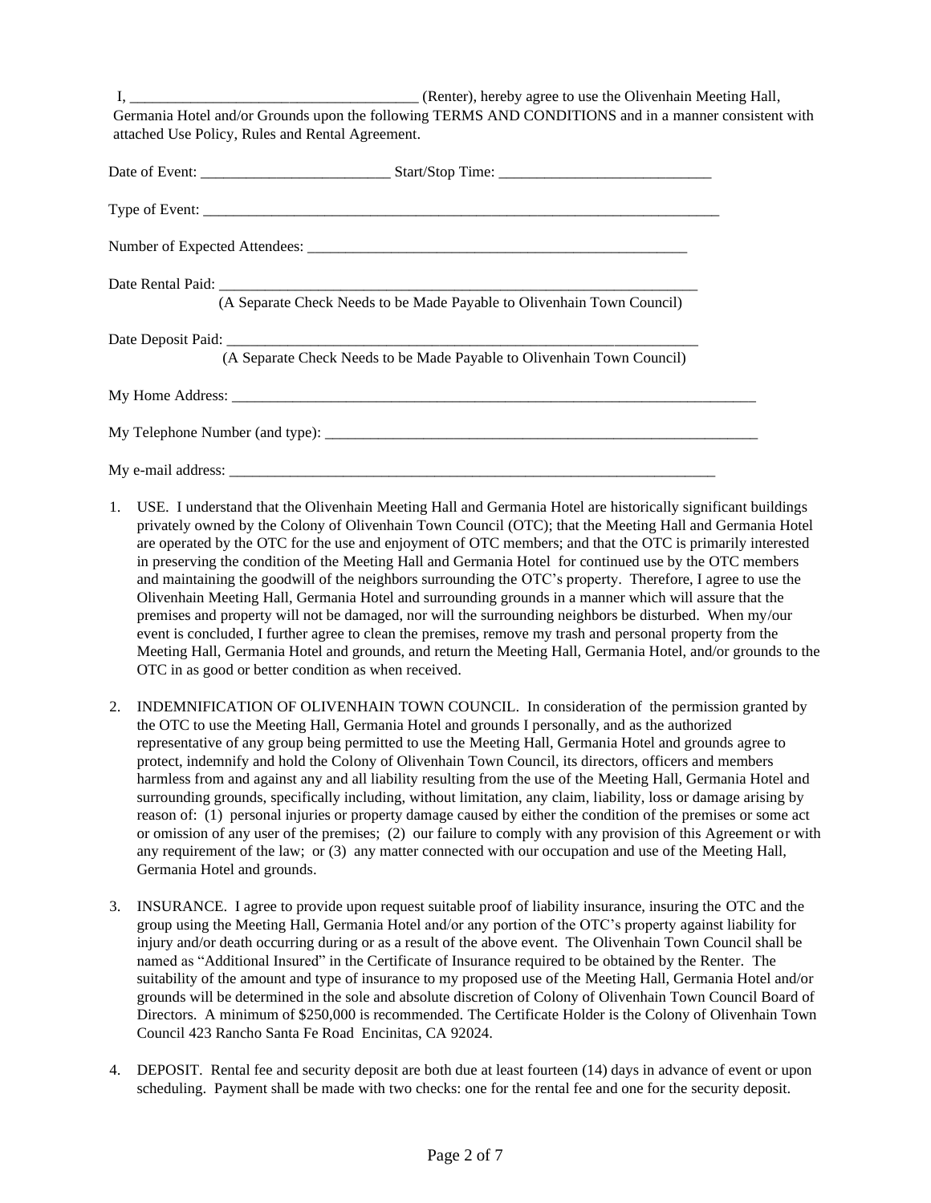I, ______________________________________ (Renter), hereby agree to use the Olivenhain Meeting Hall, Germania Hotel and/or Grounds upon the following TERMS AND CONDITIONS and in a manner consistent with attached Use Policy, Rules and Rental Agreement.

Date of Event: _________________________ Start/Stop Time: ____________________________

Type of Event: ________________________________________________________________________

Number of Expected Attendees: ___________________________________________________

Date Rental Paid: _________________________________________________________________
(A Separate Check Needs to be Made Payable to Olivenhain Town Council)

Date Deposit Paid: ________________________________________________________________
(A Separate Check Needs to be Made Payable to Olivenhain Town Council)

My Home Address: _________________________________________________________________________

My Telephone Number (and type): ____________________________________________________________

My e-mail address: _____________________________________________________________________

1. USE. I understand that the Olivenhain Meeting Hall and Germania Hotel are historically significant buildings privately owned by the Colony of Olivenhain Town Council (OTC); that the Meeting Hall and Germania Hotel are operated by the OTC for the use and enjoyment of OTC members; and that the OTC is primarily interested in preserving the condition of the Meeting Hall and Germania Hotel for continued use by the OTC members and maintaining the goodwill of the neighbors surrounding the OTC's property. Therefore, I agree to use the Olivenhain Meeting Hall, Germania Hotel and surrounding grounds in a manner which will assure that the premises and property will not be damaged, nor will the surrounding neighbors be disturbed. When my/our event is concluded, I further agree to clean the premises, remove my trash and personal property from the Meeting Hall, Germania Hotel and grounds, and return the Meeting Hall, Germania Hotel, and/or grounds to the OTC in as good or better condition as when received.

2. INDEMNIFICATION OF OLIVENHAIN TOWN COUNCIL. In consideration of the permission granted by the OTC to use the Meeting Hall, Germania Hotel and grounds I personally, and as the authorized representative of any group being permitted to use the Meeting Hall, Germania Hotel and grounds agree to protect, indemnify and hold the Colony of Olivenhain Town Council, its directors, officers and members harmless from and against any and all liability resulting from the use of the Meeting Hall, Germania Hotel and surrounding grounds, specifically including, without limitation, any claim, liability, loss or damage arising by reason of: (1) personal injuries or property damage caused by either the condition of the premises or some act or omission of any user of the premises; (2) our failure to comply with any provision of this Agreement or with any requirement of the law; or (3) any matter connected with our occupation and use of the Meeting Hall, Germania Hotel and grounds.

3. INSURANCE. I agree to provide upon request suitable proof of liability insurance, insuring the OTC and the group using the Meeting Hall, Germania Hotel and/or any portion of the OTC's property against liability for injury and/or death occurring during or as a result of the above event. The Olivenhain Town Council shall be named as "Additional Insured" in the Certificate of Insurance required to be obtained by the Renter. The suitability of the amount and type of insurance to my proposed use of the Meeting Hall, Germania Hotel and/or grounds will be determined in the sole and absolute discretion of Colony of Olivenhain Town Council Board of Directors. A minimum of $250,000 is recommended. The Certificate Holder is the Colony of Olivenhain Town Council 423 Rancho Santa Fe Road Encinitas, CA 92024.

4. DEPOSIT. Rental fee and security deposit are both due at least fourteen (14) days in advance of event or upon scheduling. Payment shall be made with two checks: one for the rental fee and one for the security deposit.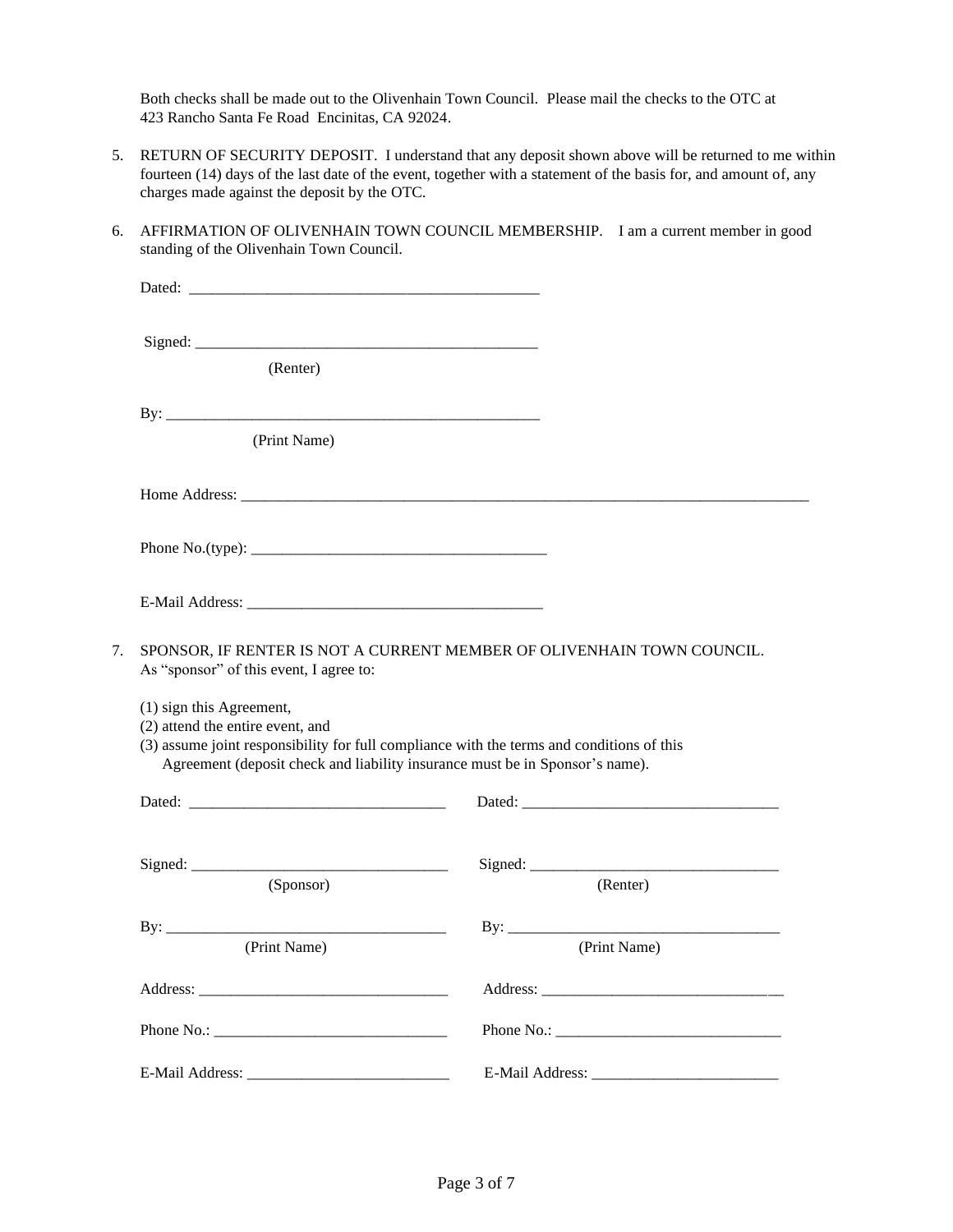Both checks shall be made out to the Olivenhain Town Council. Please mail the checks to the OTC at 423 Rancho Santa Fe Road Encinitas, CA 92024.

5. RETURN OF SECURITY DEPOSIT. I understand that any deposit shown above will be returned to me within fourteen (14) days of the last date of the event, together with a statement of the basis for, and amount of, any charges made against the deposit by the OTC.

6. AFFIRMATION OF OLIVENHAIN TOWN COUNCIL MEMBERSHIP. I am a current member in good standing of the Olivenhain Town Council.

   Dated: ______________________________________________

   Signed: _____________________________________________
   (Renter)

   By: ________________________________________________
   (Print Name)

   Home Address: _________________________________________________________________________

   Phone No.(type): ______________________________________

   E-Mail Address: ______________________________________

7. SPONSOR, IF RENTER IS NOT A CURRENT MEMBER OF OLIVENHAIN TOWN COUNCIL. As "sponsor" of this event, I agree to:

   (1) sign this Agreement,
   (2) attend the entire event, and
   (3) assume joint responsibility for full compliance with the terms and conditions of this Agreement (deposit check and liability insurance must be in Sponsor's name).

| | |
|---|---|
| Dated: _________________________________ | Dated: _________________________________ |
| Signed: _________________________________ (Sponsor) | Signed: _________________________________ (Renter) |
| By: ____________________________________ (Print Name) | By: ____________________________________ (Print Name) |
| Address: ________________________________ | Address: ________________________________ |
| Phone No.: ______________________________ | Phone No.: ______________________________ |
| E-Mail Address: __________________________ | E-Mail Address: __________________________ |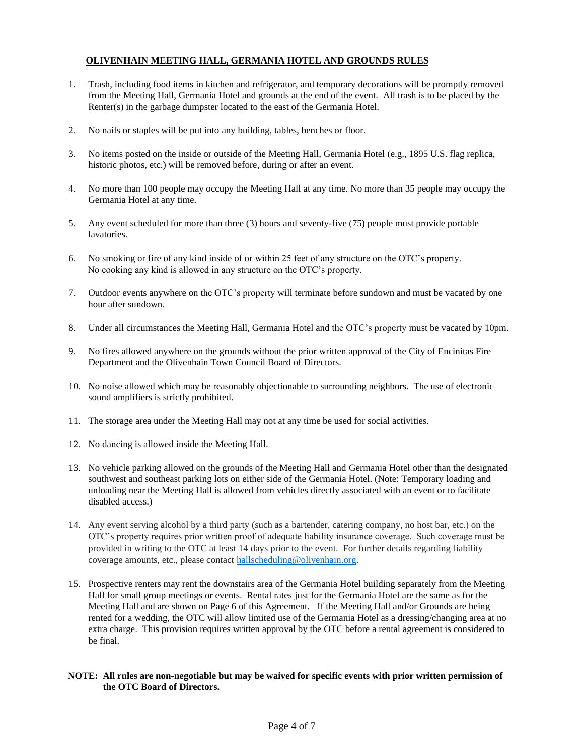## OLIVENHAIN MEETING HALL, GERMANIA HOTEL AND GROUNDS RULES

1. Trash, including food items in kitchen and refrigerator, and temporary decorations will be promptly removed from the Meeting Hall, Germania Hotel and grounds at the end of the event. All trash is to be placed by the Renter(s) in the garbage dumpster located to the east of the Germania Hotel.

2. No nails or staples will be put into any building, tables, benches or floor.

3. No items posted on the inside or outside of the Meeting Hall, Germania Hotel (e.g., 1895 U.S. flag replica, historic photos, etc.) will be removed before, during or after an event.

4. No more than 100 people may occupy the Meeting Hall at any time. No more than 35 people may occupy the Germania Hotel at any time.

5. Any event scheduled for more than three (3) hours and seventy-five (75) people must provide portable lavatories.

6. No smoking or fire of any kind inside of or within 25 feet of any structure on the OTC's property. No cooking any kind is allowed in any structure on the OTC's property.

7. Outdoor events anywhere on the OTC's property will terminate before sundown and must be vacated by one hour after sundown.

8. Under all circumstances the Meeting Hall, Germania Hotel and the OTC's property must be vacated by 10pm.

9. No fires allowed anywhere on the grounds without the prior written approval of the City of Encinitas Fire Department and the Olivenhain Town Council Board of Directors.

10. No noise allowed which may be reasonably objectionable to surrounding neighbors. The use of electronic sound amplifiers is strictly prohibited.

11. The storage area under the Meeting Hall may not at any time be used for social activities.

12. No dancing is allowed inside the Meeting Hall.

13. No vehicle parking allowed on the grounds of the Meeting Hall and Germania Hotel other than the designated southwest and southeast parking lots on either side of the Germania Hotel. (Note: Temporary loading and unloading near the Meeting Hall is allowed from vehicles directly associated with an event or to facilitate disabled access.)

14. Any event serving alcohol by a third party (such as a bartender, catering company, no host bar, etc.) on the OTC's property requires prior written proof of adequate liability insurance coverage. Such coverage must be provided in writing to the OTC at least 14 days prior to the event. For further details regarding liability coverage amounts, etc., please contact hallscheduling@olivenhain.org.

15. Prospective renters may rent the downstairs area of the Germania Hotel building separately from the Meeting Hall for small group meetings or events. Rental rates just for the Germania Hotel are the same as for the Meeting Hall and are shown on Page 6 of this Agreement. If the Meeting Hall and/or Grounds are being rented for a wedding, the OTC will allow limited use of the Germania Hotel as a dressing/changing area at no extra charge. This provision requires written approval by the OTC before a rental agreement is considered to be final.

**NOTE: All rules are non-negotiable but may be waived for specific events with prior written permission of the OTC Board of Directors.**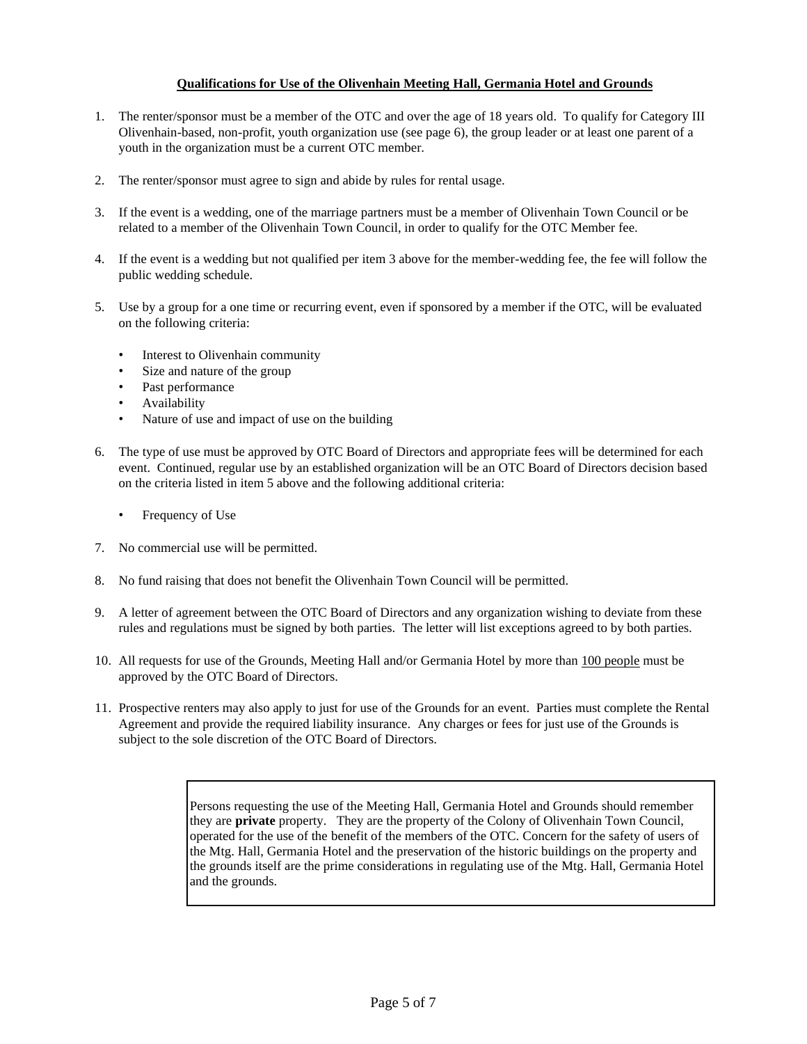## **Qualifications for Use of the Olivenhain Meeting Hall, Germania Hotel and Grounds**

1. The renter/sponsor must be a member of the OTC and over the age of 18 years old. To qualify for Category III Olivenhain-based, non-profit, youth organization use (see page 6), the group leader or at least one parent of a youth in the organization must be a current OTC member.

2. The renter/sponsor must agree to sign and abide by rules for rental usage.

3. If the event is a wedding, one of the marriage partners must be a member of Olivenhain Town Council or be related to a member of the Olivenhain Town Council, in order to qualify for the OTC Member fee.

4. If the event is a wedding but not qualified per item 3 above for the member-wedding fee, the fee will follow the public wedding schedule.

5. Use by a group for a one time or recurring event, even if sponsored by a member if the OTC, will be evaluated on the following criteria:

   - Interest to Olivenhain community
   - Size and nature of the group
   - Past performance
   - Availability
   - Nature of use and impact of use on the building

6. The type of use must be approved by OTC Board of Directors and appropriate fees will be determined for each event. Continued, regular use by an established organization will be an OTC Board of Directors decision based on the criteria listed in item 5 above and the following additional criteria:

   - Frequency of Use

7. No commercial use will be permitted.

8. No fund raising that does not benefit the Olivenhain Town Council will be permitted.

9. A letter of agreement between the OTC Board of Directors and any organization wishing to deviate from these rules and regulations must be signed by both parties. The letter will list exceptions agreed to by both parties.

10. All requests for use of the Grounds, Meeting Hall and/or Germania Hotel by more than 100 people must be approved by the OTC Board of Directors.

11. Prospective renters may also apply to just for use of the Grounds for an event. Parties must complete the Rental Agreement and provide the required liability insurance. Any charges or fees for just use of the Grounds is subject to the sole discretion of the OTC Board of Directors.

> Persons requesting the use of the Meeting Hall, Germania Hotel and Grounds should remember they are **private** property. They are the property of the Colony of Olivenhain Town Council, operated for the use of the benefit of the members of the OTC. Concern for the safety of users of the Mtg. Hall, Germania Hotel and the preservation of the historic buildings on the property and the grounds itself are the prime considerations in regulating use of the Mtg. Hall, Germania Hotel and the grounds.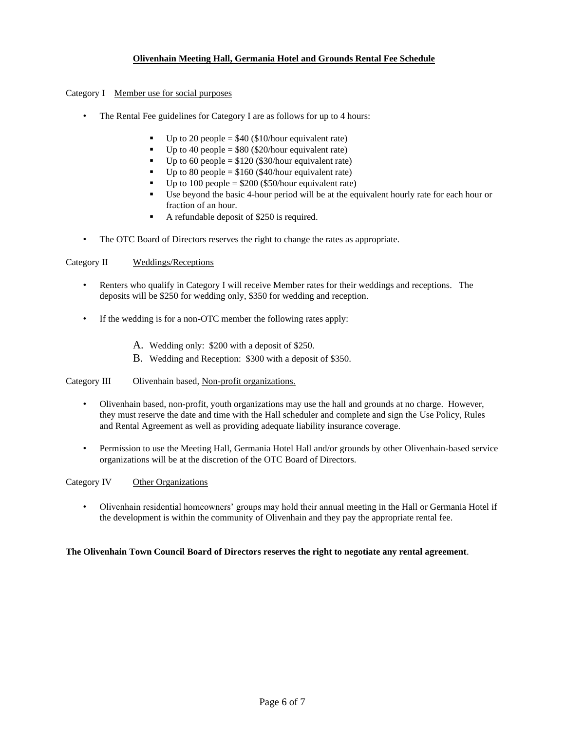# Olivenhain Meeting Hall, Germania Hotel and Grounds Rental Fee Schedule

Category I Member use for social purposes

- The Rental Fee guidelines for Category I are as follows for up to 4 hours:
  - Up to 20 people = $40 ($10/hour equivalent rate)
  - Up to 40 people = $80 ($20/hour equivalent rate)
  - Up to 60 people = $120 ($30/hour equivalent rate)
  - Up to 80 people = $160 ($40/hour equivalent rate)
  - Up to 100 people = $200 ($50/hour equivalent rate)
  - Use beyond the basic 4-hour period will be at the equivalent hourly rate for each hour or fraction of an hour.
  - A refundable deposit of $250 is required.
- The OTC Board of Directors reserves the right to change the rates as appropriate.

Category II Weddings/Receptions

- Renters who qualify in Category I will receive Member rates for their weddings and receptions. The deposits will be $250 for wedding only, $350 for wedding and reception.
- If the wedding is for a non-OTC member the following rates apply:

  A. Wedding only: $200 with a deposit of $250.

  B. Wedding and Reception: $300 with a deposit of $350.

Category III Olivenhain based, Non-profit organizations.

- Olivenhain based, non-profit, youth organizations may use the hall and grounds at no charge. However, they must reserve the date and time with the Hall scheduler and complete and sign the Use Policy, Rules and Rental Agreement as well as providing adequate liability insurance coverage.
- Permission to use the Meeting Hall, Germania Hotel Hall and/or grounds by other Olivenhain-based service organizations will be at the discretion of the OTC Board of Directors.

Category IV Other Organizations

- Olivenhain residential homeowners' groups may hold their annual meeting in the Hall or Germania Hotel if the development is within the community of Olivenhain and they pay the appropriate rental fee.

**The Olivenhain Town Council Board of Directors reserves the right to negotiate any rental agreement**.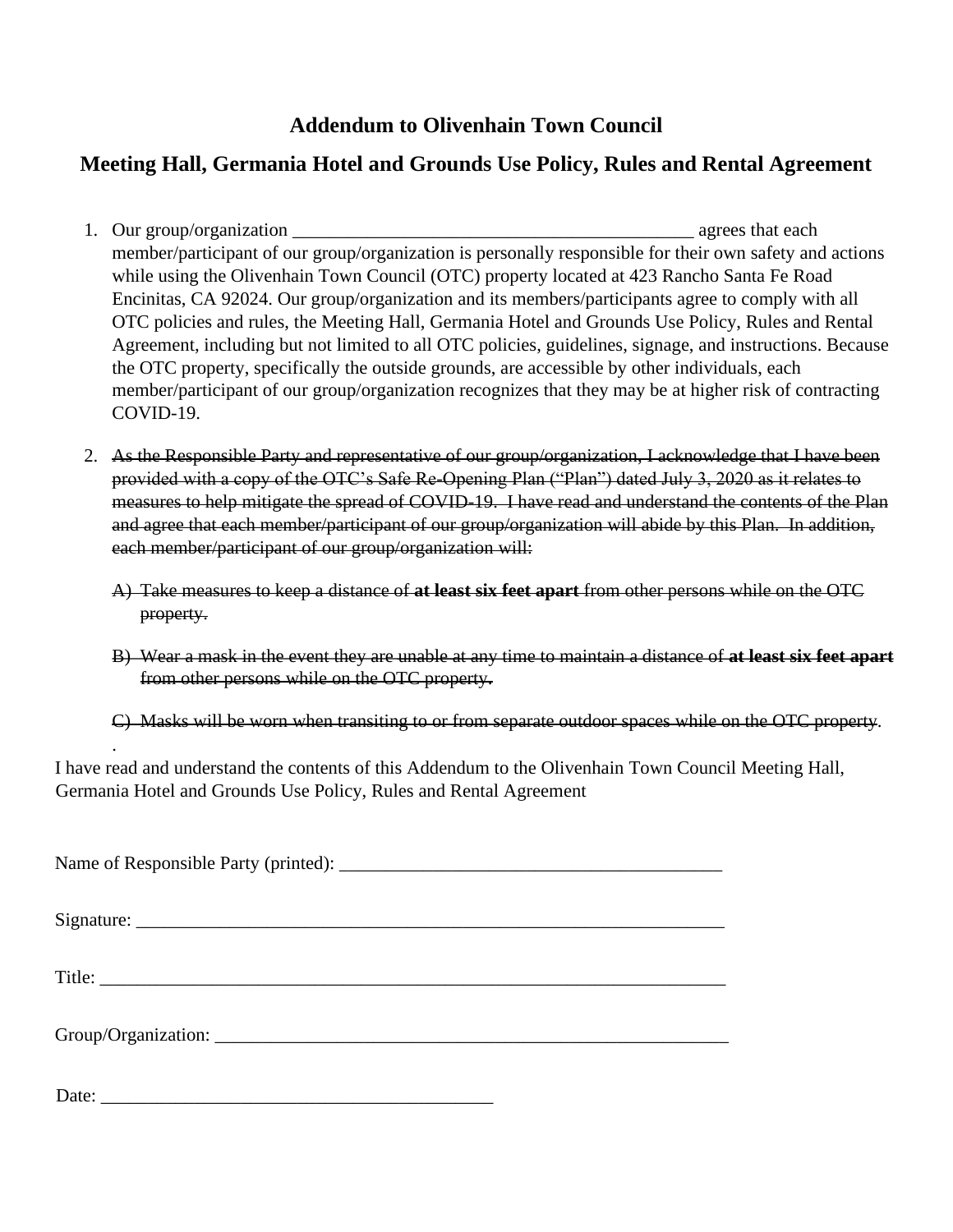# Addendum to Olivenhain Town Council

## Meeting Hall, Germania Hotel and Grounds Use Policy, Rules and Rental Agreement

1. Our group/organization ____________________________________________ agrees that each member/participant of our group/organization is personally responsible for their own safety and actions while using the Olivenhain Town Council (OTC) property located at 423 Rancho Santa Fe Road Encinitas, CA 92024. Our group/organization and its members/participants agree to comply with all OTC policies and rules, the Meeting Hall, Germania Hotel and Grounds Use Policy, Rules and Rental Agreement, including but not limited to all OTC policies, guidelines, signage, and instructions. Because the OTC property, specifically the outside grounds, are accessible by other individuals, each member/participant of our group/organization recognizes that they may be at higher risk of contracting COVID-19.

2. ~~As the Responsible Party and representative of our group/organization, I acknowledge that I have been provided with a copy of the OTC's Safe Re-Opening Plan ("Plan") dated July 3, 2020 as it relates to measures to help mitigate the spread of COVID-19. I have read and understand the contents of the Plan and agree that each member/participant of our group/organization will abide by this Plan. In addition, each member/participant of our group/organization will:~~

   A) ~~Take measures to keep a distance of **at least six feet apart** from other persons while on the OTC property.~~

   B) ~~Wear a mask in the event they are unable at any time to maintain a distance of **at least six feet apart** from other persons while on the OTC property.~~

   C) ~~Masks will be worn when transiting to or from separate outdoor spaces while on the OTC property~~.

.

I have read and understand the contents of this Addendum to the Olivenhain Town Council Meeting Hall, Germania Hotel and Grounds Use Policy, Rules and Rental Agreement

Name of Responsible Party (printed): __________________________________________

Signature: _________________________________________________________________

Title: _____________________________________________________________________

Group/Organization: ________________________________________________________

Date: ___________________________________________